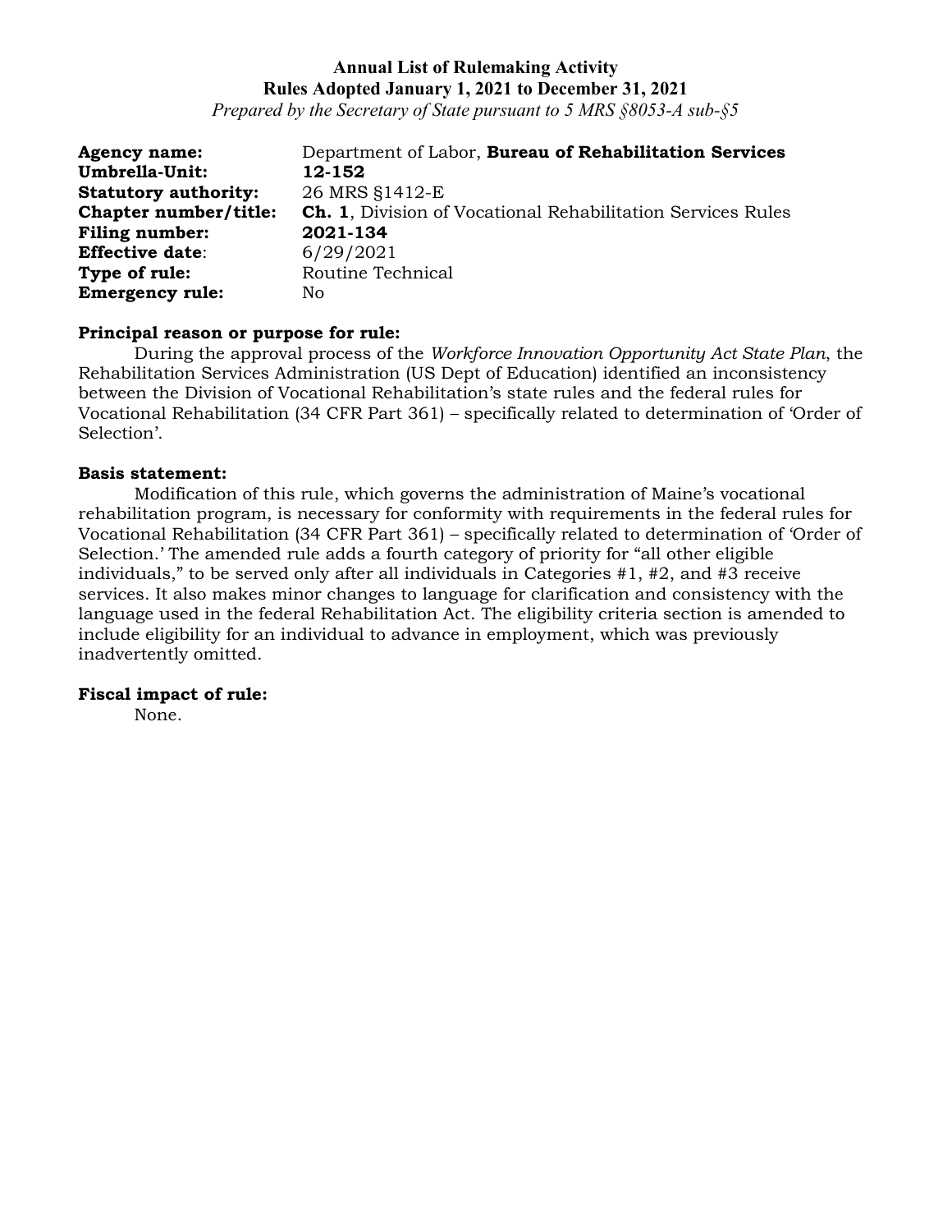**Annual List of Rulemaking Activity**
**Rules Adopted January 1, 2021 to December 31, 2021**
*Prepared by the Secretary of State pursuant to 5 MRS §8053-A sub-§5*

**Agency name:** Department of Labor, **Bureau of Rehabilitation Services**
**Umbrella-Unit:** **12-152**
**Statutory authority:** 26 MRS §1412-E
**Chapter number/title:** **Ch. 1**, Division of Vocational Rehabilitation Services Rules
**Filing number:** **2021-134**
**Effective date**: 6/29/2021
**Type of rule:** Routine Technical
**Emergency rule:** No

**Principal reason or purpose for rule:**

During the approval process of the *Workforce Innovation Opportunity Act State Plan*, the Rehabilitation Services Administration (US Dept of Education) identified an inconsistency between the Division of Vocational Rehabilitation's state rules and the federal rules for Vocational Rehabilitation (34 CFR Part 361) – specifically related to determination of 'Order of Selection'.

**Basis statement:**

Modification of this rule, which governs the administration of Maine's vocational rehabilitation program, is necessary for conformity with requirements in the federal rules for Vocational Rehabilitation (34 CFR Part 361) – specifically related to determination of 'Order of Selection.' The amended rule adds a fourth category of priority for "all other eligible individuals," to be served only after all individuals in Categories #1, #2, and #3 receive services. It also makes minor changes to language for clarification and consistency with the language used in the federal Rehabilitation Act. The eligibility criteria section is amended to include eligibility for an individual to advance in employment, which was previously inadvertently omitted.

**Fiscal impact of rule:**

None.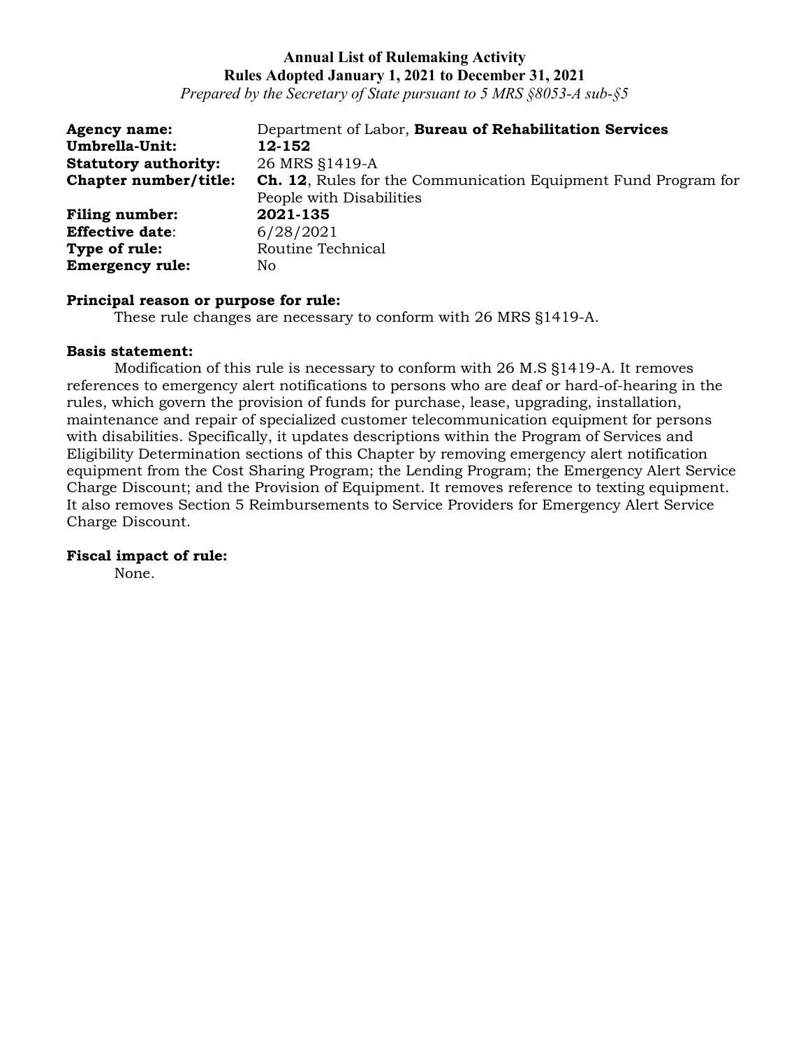**Annual List of Rulemaking Activity**
**Rules Adopted January 1, 2021 to December 31, 2021**
*Prepared by the Secretary of State pursuant to 5 MRS §8053-A sub-§5*

**Agency name:** Department of Labor, **Bureau of Rehabilitation Services**
**Umbrella-Unit:** **12-152**
**Statutory authority:** 26 MRS §1419-A
**Chapter number/title:** **Ch. 12**, Rules for the Communication Equipment Fund Program for People with Disabilities
**Filing number:** **2021-135**
**Effective date**: 6/28/2021
**Type of rule:** Routine Technical
**Emergency rule:** No

**Principal reason or purpose for rule:**
These rule changes are necessary to conform with 26 MRS §1419-A.

**Basis statement:**
Modification of this rule is necessary to conform with 26 M.S §1419-A. It removes references to emergency alert notifications to persons who are deaf or hard-of-hearing in the rules, which govern the provision of funds for purchase, lease, upgrading, installation, maintenance and repair of specialized customer telecommunication equipment for persons with disabilities. Specifically, it updates descriptions within the Program of Services and Eligibility Determination sections of this Chapter by removing emergency alert notification equipment from the Cost Sharing Program; the Lending Program; the Emergency Alert Service Charge Discount; and the Provision of Equipment. It removes reference to texting equipment. It also removes Section 5 Reimbursements to Service Providers for Emergency Alert Service Charge Discount.

**Fiscal impact of rule:**
None.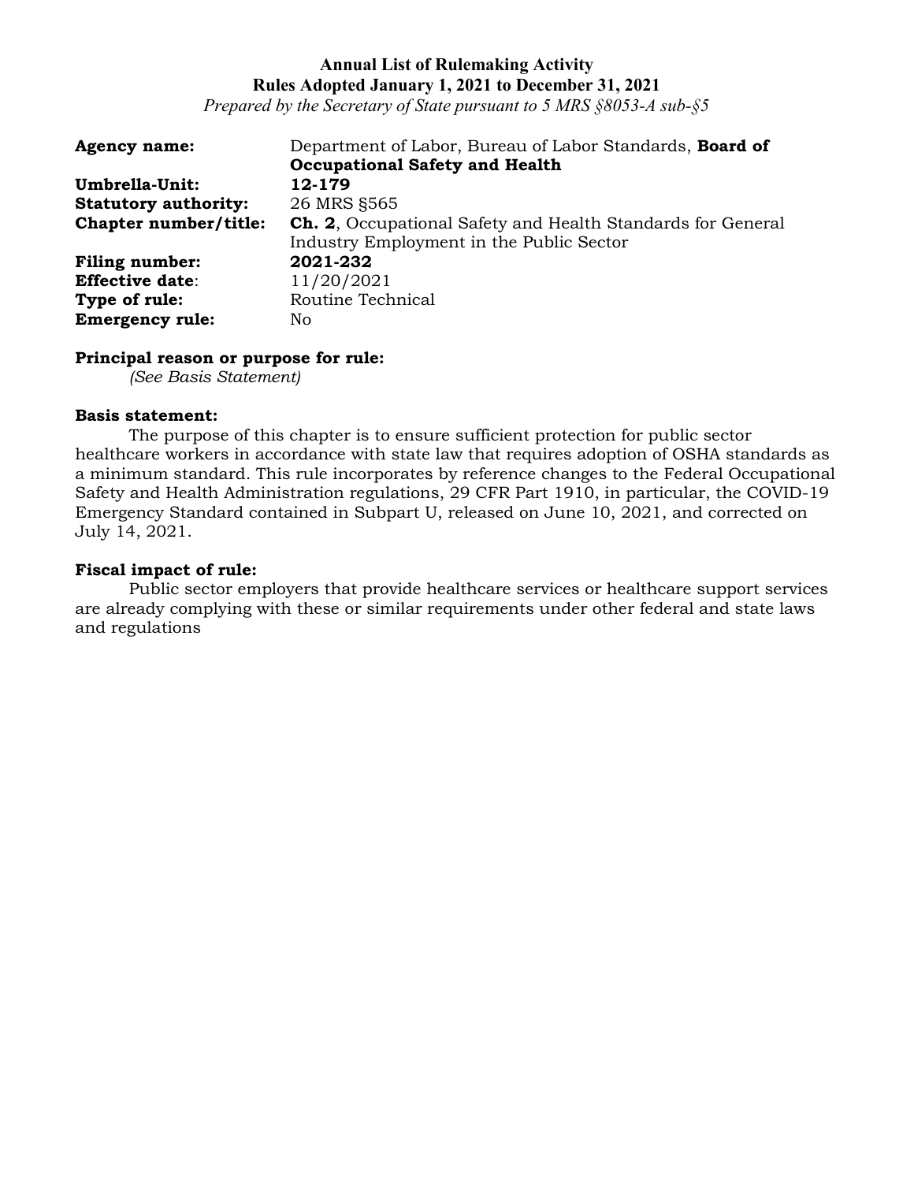**Annual List of Rulemaking Activity**
**Rules Adopted January 1, 2021 to December 31, 2021**
*Prepared by the Secretary of State pursuant to 5 MRS §8053-A sub-§5*

| | |
|---|---|
| **Agency name:** | Department of Labor, Bureau of Labor Standards, **Board of Occupational Safety and Health** |
| **Umbrella-Unit:** | **12-179** |
| **Statutory authority:** | 26 MRS §565 |
| **Chapter number/title:** | **Ch. 2**, Occupational Safety and Health Standards for General Industry Employment in the Public Sector |
| **Filing number:** | **2021-232** |
| **Effective date**: | 11/20/2021 |
| **Type of rule:** | Routine Technical |
| **Emergency rule:** | No |

**Principal reason or purpose for rule:**
*(See Basis Statement)*

**Basis statement:**
The purpose of this chapter is to ensure sufficient protection for public sector healthcare workers in accordance with state law that requires adoption of OSHA standards as a minimum standard. This rule incorporates by reference changes to the Federal Occupational Safety and Health Administration regulations, 29 CFR Part 1910, in particular, the COVID-19 Emergency Standard contained in Subpart U, released on June 10, 2021, and corrected on July 14, 2021.

**Fiscal impact of rule:**
Public sector employers that provide healthcare services or healthcare support services are already complying with these or similar requirements under other federal and state laws and regulations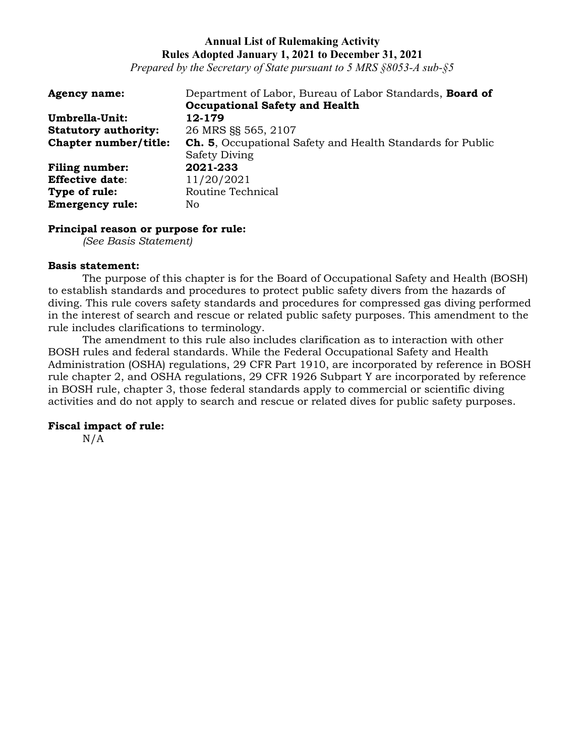**Annual List of Rulemaking Activity**
**Rules Adopted January 1, 2021 to December 31, 2021**
*Prepared by the Secretary of State pursuant to 5 MRS §8053-A sub-§5*

| | |
|---|---|
| **Agency name:** | Department of Labor, Bureau of Labor Standards, **Board of Occupational Safety and Health** |
| **Umbrella-Unit:** | **12-179** |
| **Statutory authority:** | 26 MRS §§ 565, 2107 |
| **Chapter number/title:** | **Ch. 5**, Occupational Safety and Health Standards for Public Safety Diving |
| **Filing number:** | **2021-233** |
| **Effective date**: | 11/20/2021 |
| **Type of rule:** | Routine Technical |
| **Emergency rule:** | No |

**Principal reason or purpose for rule:**

*(See Basis Statement)*

**Basis statement:**

The purpose of this chapter is for the Board of Occupational Safety and Health (BOSH) to establish standards and procedures to protect public safety divers from the hazards of diving. This rule covers safety standards and procedures for compressed gas diving performed in the interest of search and rescue or related public safety purposes. This amendment to the rule includes clarifications to terminology.

The amendment to this rule also includes clarification as to interaction with other BOSH rules and federal standards. While the Federal Occupational Safety and Health Administration (OSHA) regulations, 29 CFR Part 1910, are incorporated by reference in BOSH rule chapter 2, and OSHA regulations, 29 CFR 1926 Subpart Y are incorporated by reference in BOSH rule, chapter 3, those federal standards apply to commercial or scientific diving activities and do not apply to search and rescue or related dives for public safety purposes.

**Fiscal impact of rule:**

N/A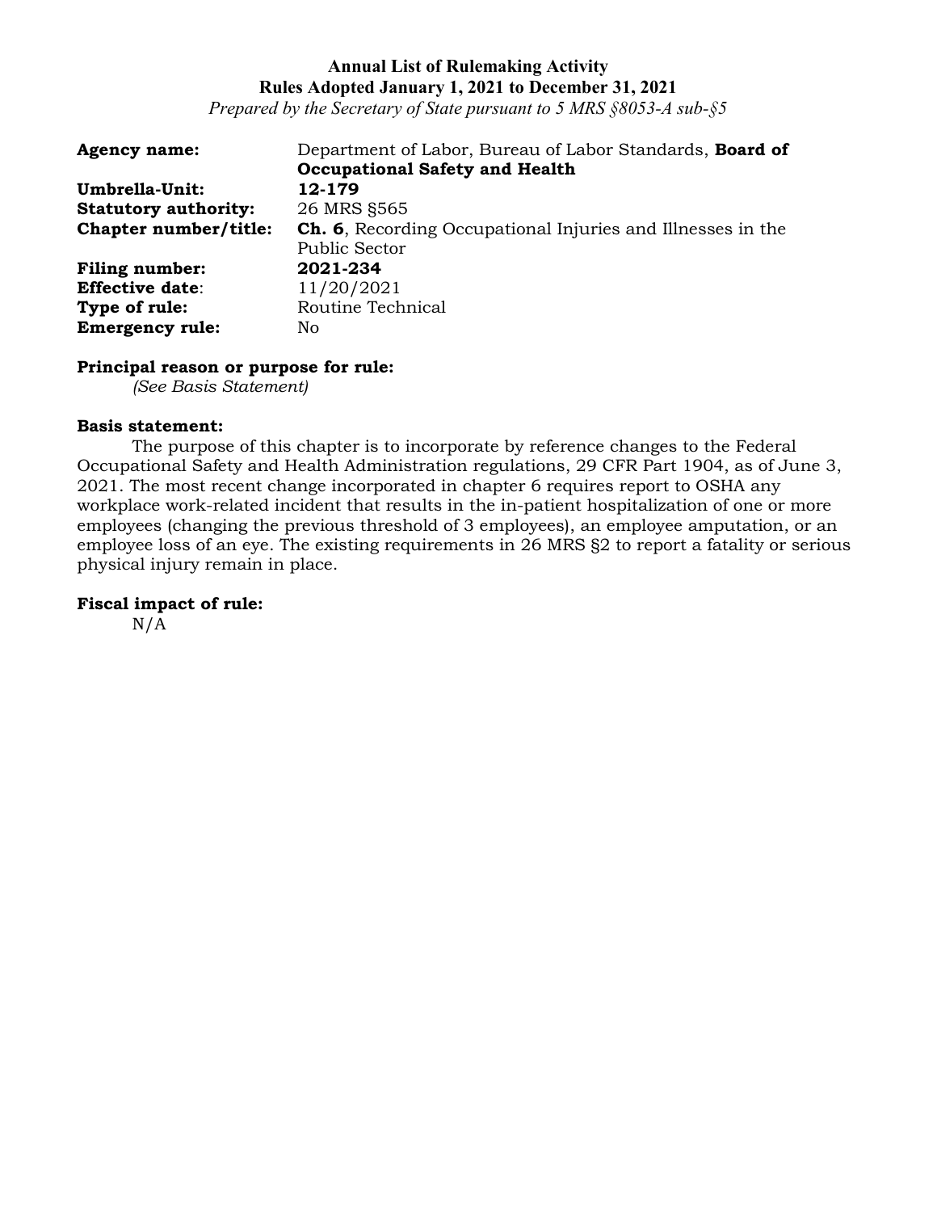**Annual List of Rulemaking Activity**
**Rules Adopted January 1, 2021 to December 31, 2021**
*Prepared by the Secretary of State pursuant to 5 MRS §8053-A sub-§5*

| | |
|---|---|
| **Agency name:** | Department of Labor, Bureau of Labor Standards, **Board of Occupational Safety and Health** |
| **Umbrella-Unit:** | **12-179** |
| **Statutory authority:** | 26 MRS §565 |
| **Chapter number/title:** | **Ch. 6**, Recording Occupational Injuries and Illnesses in the Public Sector |
| **Filing number:** | **2021-234** |
| **Effective date**: | 11/20/2021 |
| **Type of rule:** | Routine Technical |
| **Emergency rule:** | No |

**Principal reason or purpose for rule:**
*(See Basis Statement)*

**Basis statement:**
The purpose of this chapter is to incorporate by reference changes to the Federal Occupational Safety and Health Administration regulations, 29 CFR Part 1904, as of June 3, 2021. The most recent change incorporated in chapter 6 requires report to OSHA any workplace work-related incident that results in the in-patient hospitalization of one or more employees (changing the previous threshold of 3 employees), an employee amputation, or an employee loss of an eye. The existing requirements in 26 MRS §2 to report a fatality or serious physical injury remain in place.

**Fiscal impact of rule:**
N/A